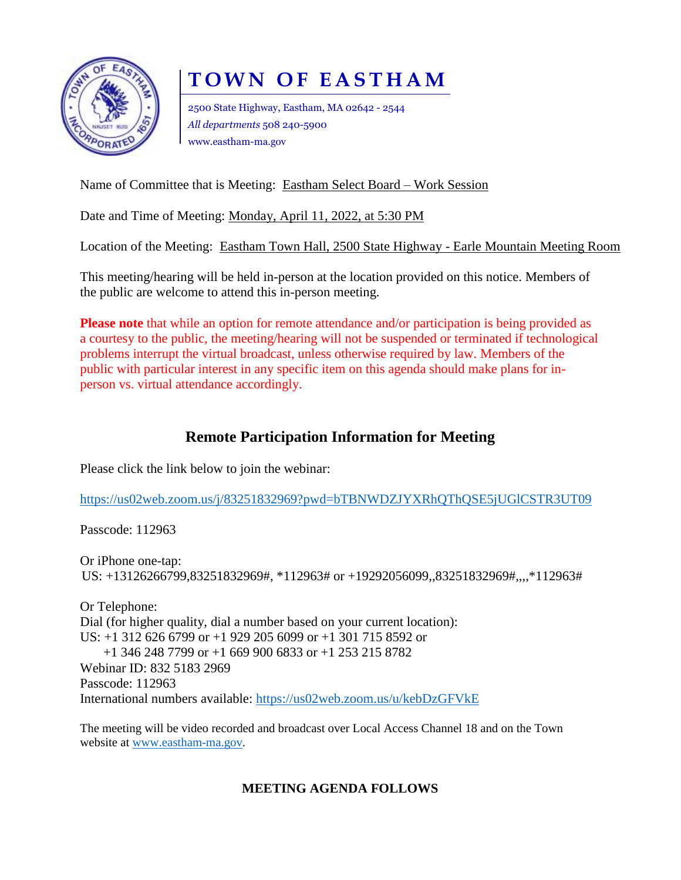# TOWN OF EASTHAM

2500 State Highway, Eastham, MA 02642 - 2544
*All departments* 508 240-5900
www.eastham-ma.gov

Name of Committee that is Meeting: Eastham Select Board – Work Session

Date and Time of Meeting: Monday, April 11, 2022, at 5:30 PM

Location of the Meeting: Eastham Town Hall, 2500 State Highway - Earle Mountain Meeting Room

This meeting/hearing will be held in-person at the location provided on this notice. Members of the public are welcome to attend this in-person meeting.

**Please note** that while an option for remote attendance and/or participation is being provided as a courtesy to the public, the meeting/hearing will not be suspended or terminated if technological problems interrupt the virtual broadcast, unless otherwise required by law. Members of the public with particular interest in any specific item on this agenda should make plans for in-person vs. virtual attendance accordingly.

## Remote Participation Information for Meeting

Please click the link below to join the webinar:

https://us02web.zoom.us/j/83251832969?pwd=bTBNWDZJYXRhQThQSE5jUGlCSTR3UT09

Passcode: 112963

Or iPhone one-tap:
US: +13126266799,83251832969#, *112963# or +19292056099,,83251832969#,,,,*112963#

Or Telephone:
Dial (for higher quality, dial a number based on your current location):
US: +1 312 626 6799 or +1 929 205 6099 or +1 301 715 8592 or
+1 346 248 7799 or +1 669 900 6833 or +1 253 215 8782
Webinar ID: 832 5183 2969
Passcode: 112963
International numbers available: https://us02web.zoom.us/u/kebDzGFVkE

The meeting will be video recorded and broadcast over Local Access Channel 18 and on the Town website at www.eastham-ma.gov.

**MEETING AGENDA FOLLOWS**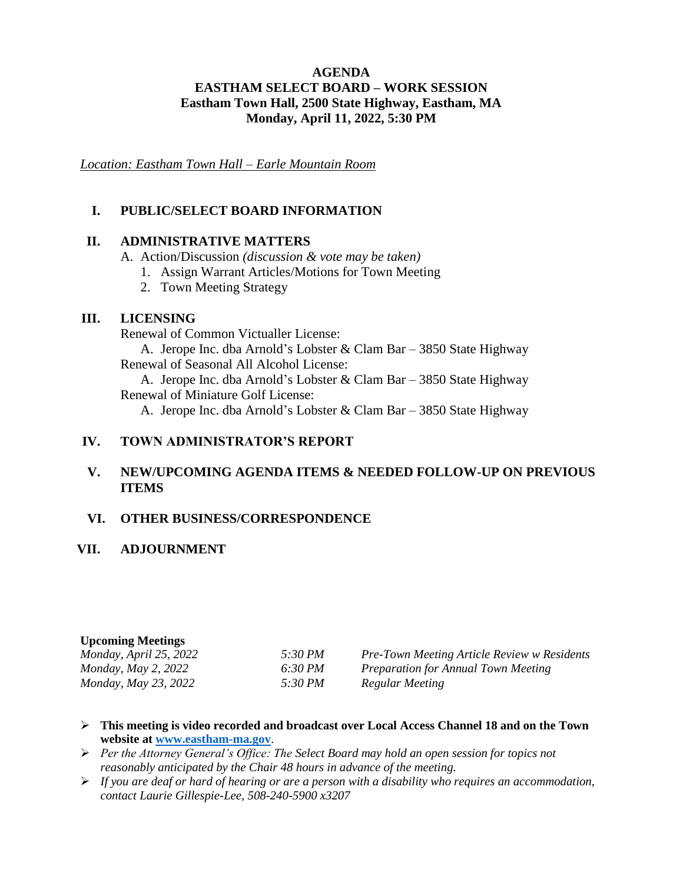# AGENDA
## EASTHAM SELECT BOARD – WORK SESSION
## Eastham Town Hall, 2500 State Highway, Eastham, MA
## Monday, April 11, 2022, 5:30 PM

*Location: Eastham Town Hall – Earle Mountain Room*

### I. PUBLIC/SELECT BOARD INFORMATION

### II. ADMINISTRATIVE MATTERS

A. Action/Discussion *(discussion & vote may be taken)*
   1. Assign Warrant Articles/Motions for Town Meeting
   2. Town Meeting Strategy

### III. LICENSING

Renewal of Common Victualler License:
   A. Jerope Inc. dba Arnold's Lobster & Clam Bar – 3850 State Highway

Renewal of Seasonal All Alcohol License:
   A. Jerope Inc. dba Arnold's Lobster & Clam Bar – 3850 State Highway

Renewal of Miniature Golf License:
   A. Jerope Inc. dba Arnold's Lobster & Clam Bar – 3850 State Highway

### IV. TOWN ADMINISTRATOR'S REPORT

### V. NEW/UPCOMING AGENDA ITEMS & NEEDED FOLLOW-UP ON PREVIOUS ITEMS

### VI. OTHER BUSINESS/CORRESPONDENCE

### VII. ADJOURNMENT

**Upcoming Meetings**

| | | |
|---|---|---|
| *Monday, April 25, 2022* | *5:30 PM* | *Pre-Town Meeting Article Review w Residents* |
| *Monday, May 2, 2022* | *6:30 PM* | *Preparation for Annual Town Meeting* |
| *Monday, May 23, 2022* | *5:30 PM* | *Regular Meeting* |

- **This meeting is video recorded and broadcast over Local Access Channel 18 and on the Town website at www.eastham-ma.gov.**
- *Per the Attorney General's Office: The Select Board may hold an open session for topics not reasonably anticipated by the Chair 48 hours in advance of the meeting.*
- *If you are deaf or hard of hearing or are a person with a disability who requires an accommodation, contact Laurie Gillespie-Lee, 508-240-5900 x3207*